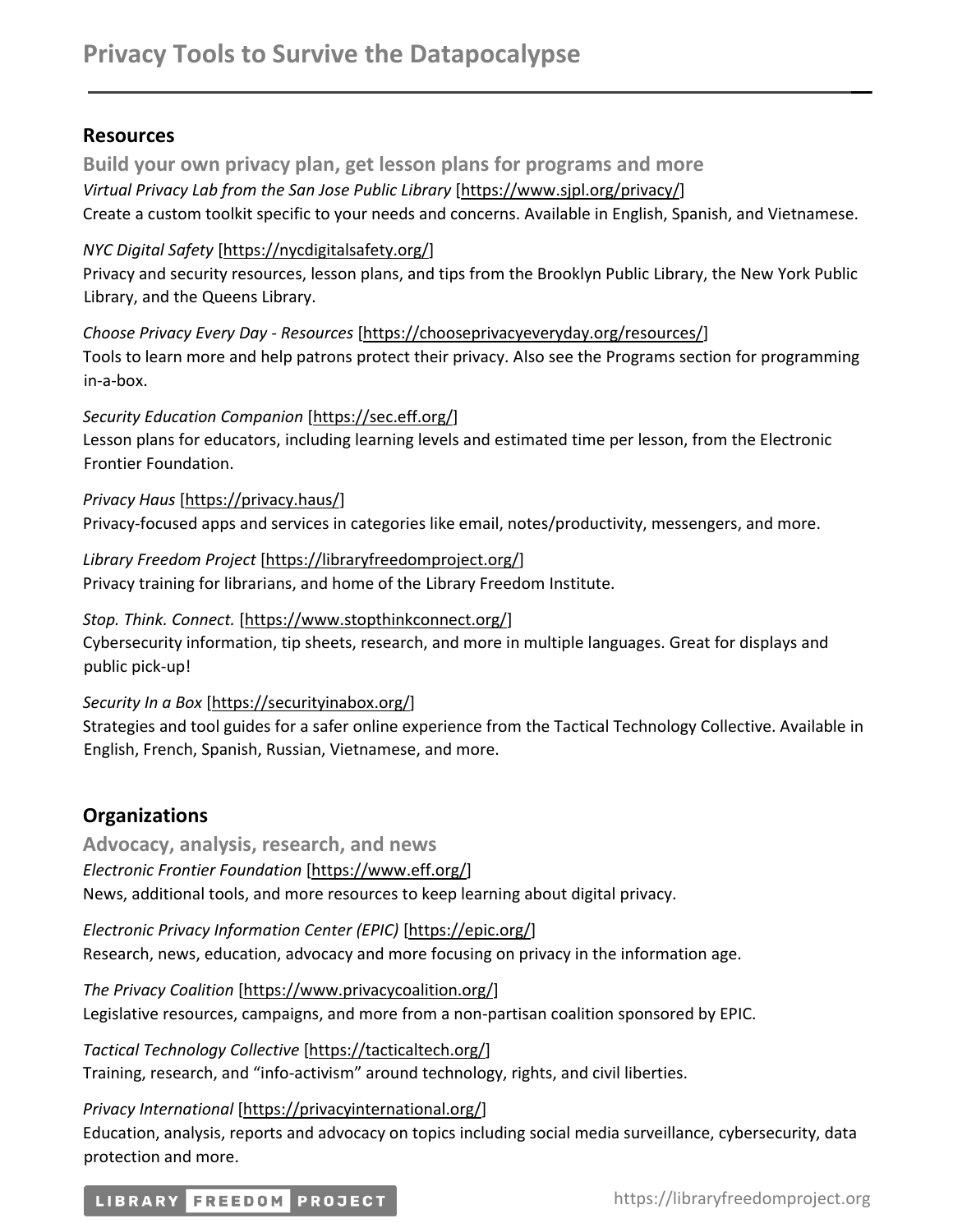# Privacy Tools to Survive the Datapocalypse

## Resources

### Build your own privacy plan, get lesson plans for programs and more

*Virtual Privacy Lab from the San Jose Public Library* [https://www.sjpl.org/privacy/]
Create a custom toolkit specific to your needs and concerns. Available in English, Spanish, and Vietnamese.

*NYC Digital Safety* [https://nycdigitalsafety.org/]
Privacy and security resources, lesson plans, and tips from the Brooklyn Public Library, the New York Public Library, and the Queens Library.

*Choose Privacy Every Day - Resources* [https://chooseprivacyeveryday.org/resources/]
Tools to learn more and help patrons protect their privacy. Also see the Programs section for programming in-a-box.

*Security Education Companion* [https://sec.eff.org/]
Lesson plans for educators, including learning levels and estimated time per lesson, from the Electronic Frontier Foundation.

*Privacy Haus* [https://privacy.haus/]
Privacy-focused apps and services in categories like email, notes/productivity, messengers, and more.

*Library Freedom Project* [https://libraryfreedomproject.org/]
Privacy training for librarians, and home of the Library Freedom Institute.

*Stop. Think. Connect.* [https://www.stopthinkconnect.org/]
Cybersecurity information, tip sheets, research, and more in multiple languages. Great for displays and public pick-up!

*Security In a Box* [https://securityinabox.org/]
Strategies and tool guides for a safer online experience from the Tactical Technology Collective. Available in English, French, Spanish, Russian, Vietnamese, and more.

## Organizations

### Advocacy, analysis, research, and news

*Electronic Frontier Foundation* [https://www.eff.org/]
News, additional tools, and more resources to keep learning about digital privacy.

*Electronic Privacy Information Center (EPIC)* [https://epic.org/]
Research, news, education, advocacy and more focusing on privacy in the information age.

*The Privacy Coalition* [https://www.privacycoalition.org/]
Legislative resources, campaigns, and more from a non-partisan coalition sponsored by EPIC.

*Tactical Technology Collective* [https://tacticaltech.org/]
Training, research, and "info-activism" around technology, rights, and civil liberties.

*Privacy International* [https://privacyinternational.org/]
Education, analysis, reports and advocacy on topics including social media surveillance, cybersecurity, data protection and more.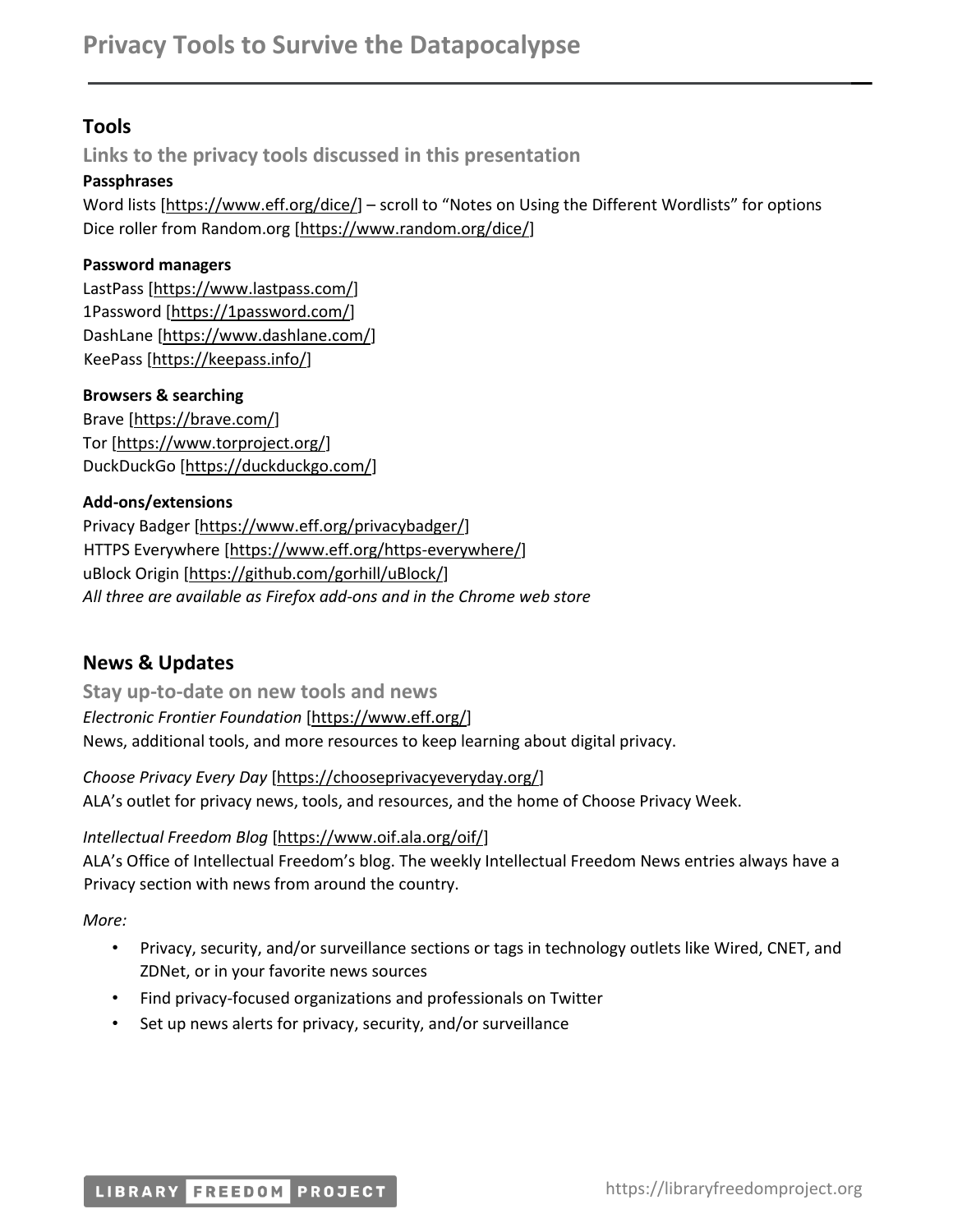## Tools

### Links to the privacy tools discussed in this presentation

**Passphrases**

Word lists [https://www.eff.org/dice/] – scroll to "Notes on Using the Different Wordlists" for options
Dice roller from Random.org [https://www.random.org/dice/]

**Password managers**

LastPass [https://www.lastpass.com/]
1Password [https://1password.com/]
DashLane [https://www.dashlane.com/]
KeePass [https://keepass.info/]

**Browsers & searching**

Brave [https://brave.com/]
Tor [https://www.torproject.org/]
DuckDuckGo [https://duckduckgo.com/]

**Add-ons/extensions**

Privacy Badger [https://www.eff.org/privacybadger/]
HTTPS Everywhere [https://www.eff.org/https-everywhere/]
uBlock Origin [https://github.com/gorhill/uBlock/]
*All three are available as Firefox add-ons and in the Chrome web store*

## News & Updates

### Stay up-to-date on new tools and news

*Electronic Frontier Foundation* [https://www.eff.org/]
News, additional tools, and more resources to keep learning about digital privacy.

*Choose Privacy Every Day* [https://chooseprivacyeveryday.org/]
ALA's outlet for privacy news, tools, and resources, and the home of Choose Privacy Week.

*Intellectual Freedom Blog* [https://www.oif.ala.org/oif/]
ALA's Office of Intellectual Freedom's blog. The weekly Intellectual Freedom News entries always have a Privacy section with news from around the country.

*More:*

- Privacy, security, and/or surveillance sections or tags in technology outlets like Wired, CNET, and ZDNet, or in your favorite news sources
- Find privacy-focused organizations and professionals on Twitter
- Set up news alerts for privacy, security, and/or surveillance